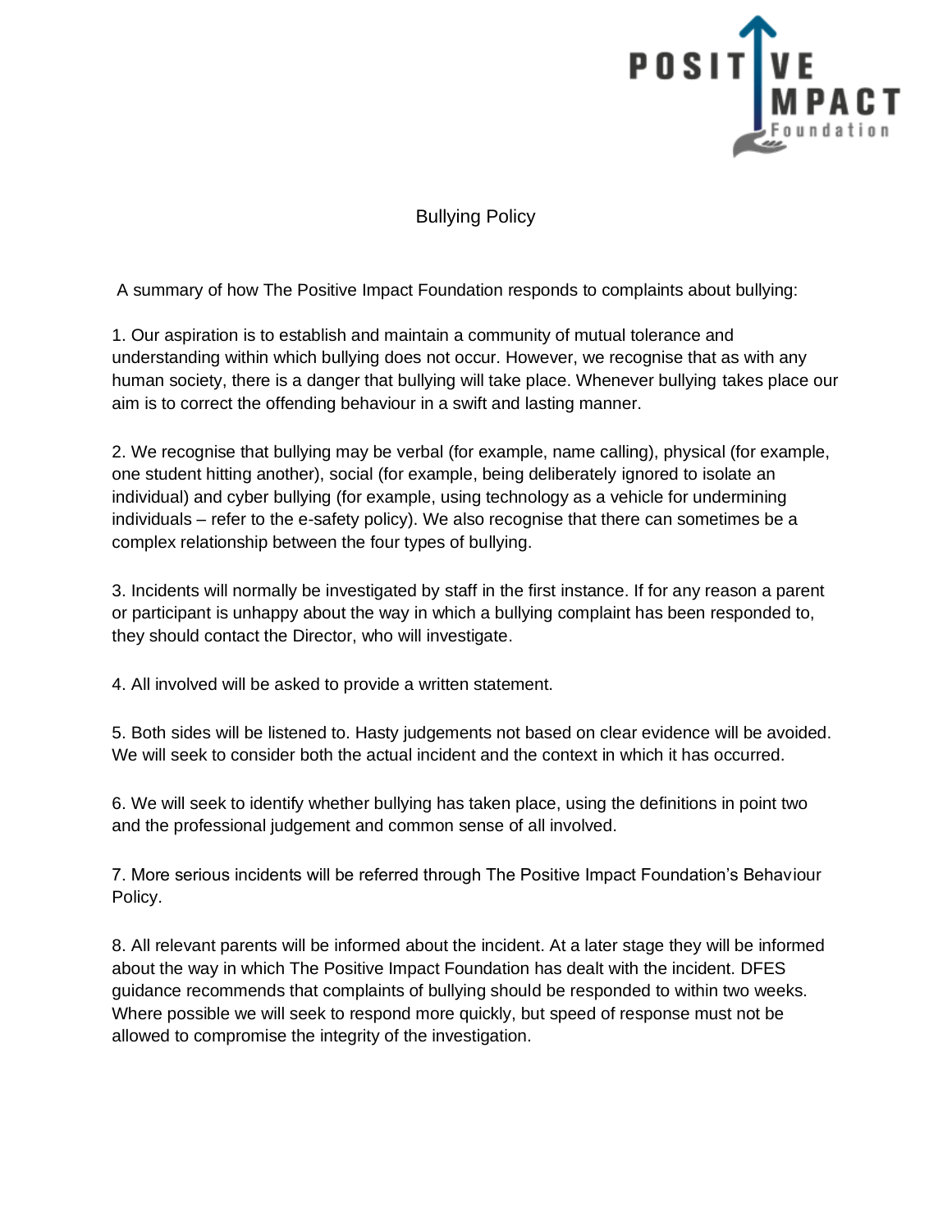# Bullying Policy

A summary of how The Positive Impact Foundation responds to complaints about bullying:

1. Our aspiration is to establish and maintain a community of mutual tolerance and understanding within which bullying does not occur. However, we recognise that as with any human society, there is a danger that bullying will take place. Whenever bullying takes place our aim is to correct the offending behaviour in a swift and lasting manner.

2. We recognise that bullying may be verbal (for example, name calling), physical (for example, one student hitting another), social (for example, being deliberately ignored to isolate an individual) and cyber bullying (for example, using technology as a vehicle for undermining individuals – refer to the e-safety policy). We also recognise that there can sometimes be a complex relationship between the four types of bullying.

3. Incidents will normally be investigated by staff in the first instance. If for any reason a parent or participant is unhappy about the way in which a bullying complaint has been responded to, they should contact the Director, who will investigate.

4. All involved will be asked to provide a written statement.

5. Both sides will be listened to. Hasty judgements not based on clear evidence will be avoided. We will seek to consider both the actual incident and the context in which it has occurred.

6. We will seek to identify whether bullying has taken place, using the definitions in point two and the professional judgement and common sense of all involved.

7. More serious incidents will be referred through The Positive Impact Foundation's Behaviour Policy.

8. All relevant parents will be informed about the incident. At a later stage they will be informed about the way in which The Positive Impact Foundation has dealt with the incident. DFES guidance recommends that complaints of bullying should be responded to within two weeks. Where possible we will seek to respond more quickly, but speed of response must not be allowed to compromise the integrity of the investigation.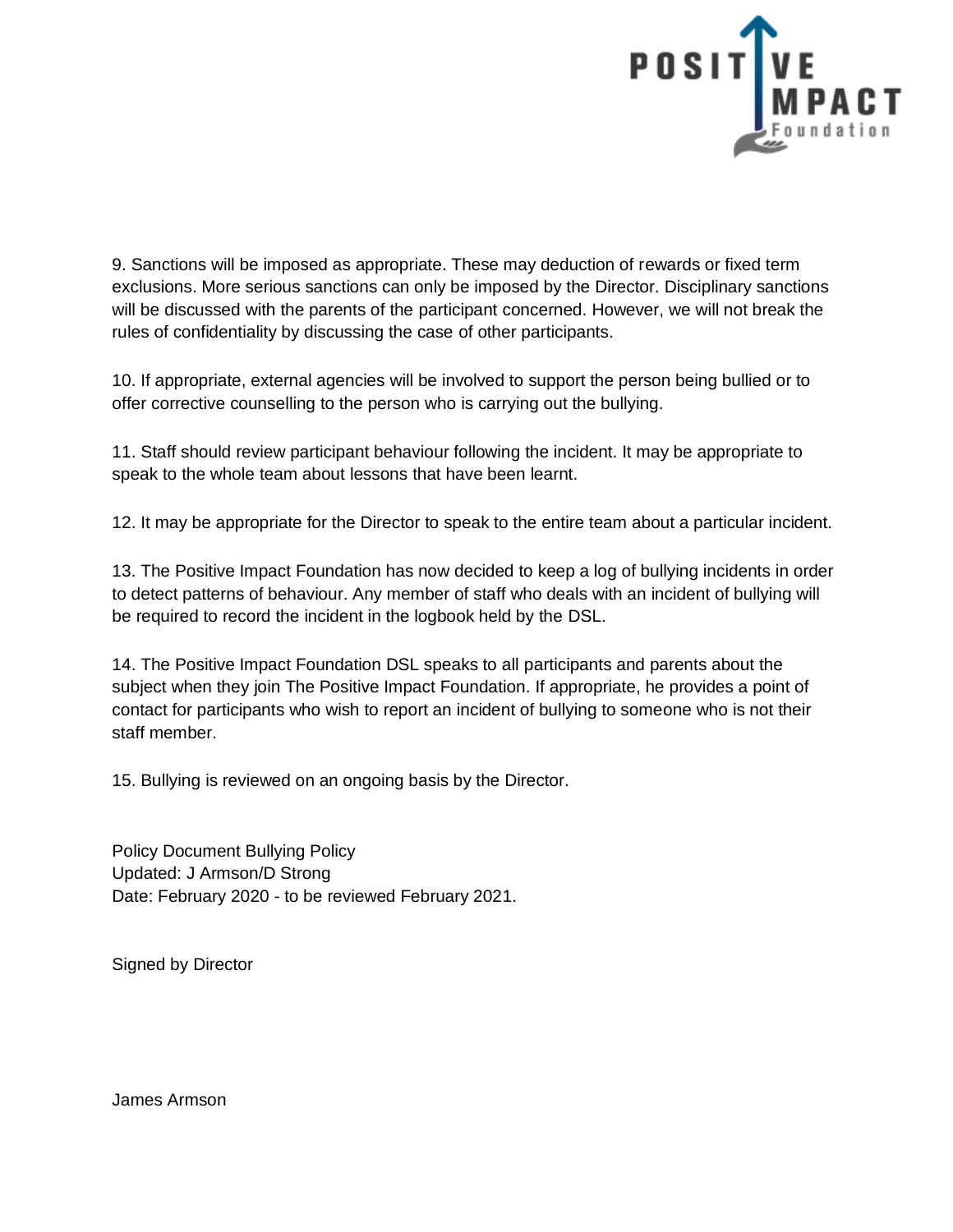9. Sanctions will be imposed as appropriate. These may deduction of rewards or fixed term exclusions. More serious sanctions can only be imposed by the Director. Disciplinary sanctions will be discussed with the parents of the participant concerned. However, we will not break the rules of confidentiality by discussing the case of other participants.

10. If appropriate, external agencies will be involved to support the person being bullied or to offer corrective counselling to the person who is carrying out the bullying.

11. Staff should review participant behaviour following the incident. It may be appropriate to speak to the whole team about lessons that have been learnt.

12. It may be appropriate for the Director to speak to the entire team about a particular incident.

13. The Positive Impact Foundation has now decided to keep a log of bullying incidents in order to detect patterns of behaviour. Any member of staff who deals with an incident of bullying will be required to record the incident in the logbook held by the DSL.

14. The Positive Impact Foundation DSL speaks to all participants and parents about the subject when they join The Positive Impact Foundation. If appropriate, he provides a point of contact for participants who wish to report an incident of bullying to someone who is not their staff member.

15. Bullying is reviewed on an ongoing basis by the Director.

Policy Document Bullying Policy
Updated: J Armson/D Strong
Date: February 2020 - to be reviewed February 2021.

Signed by Director

James Armson